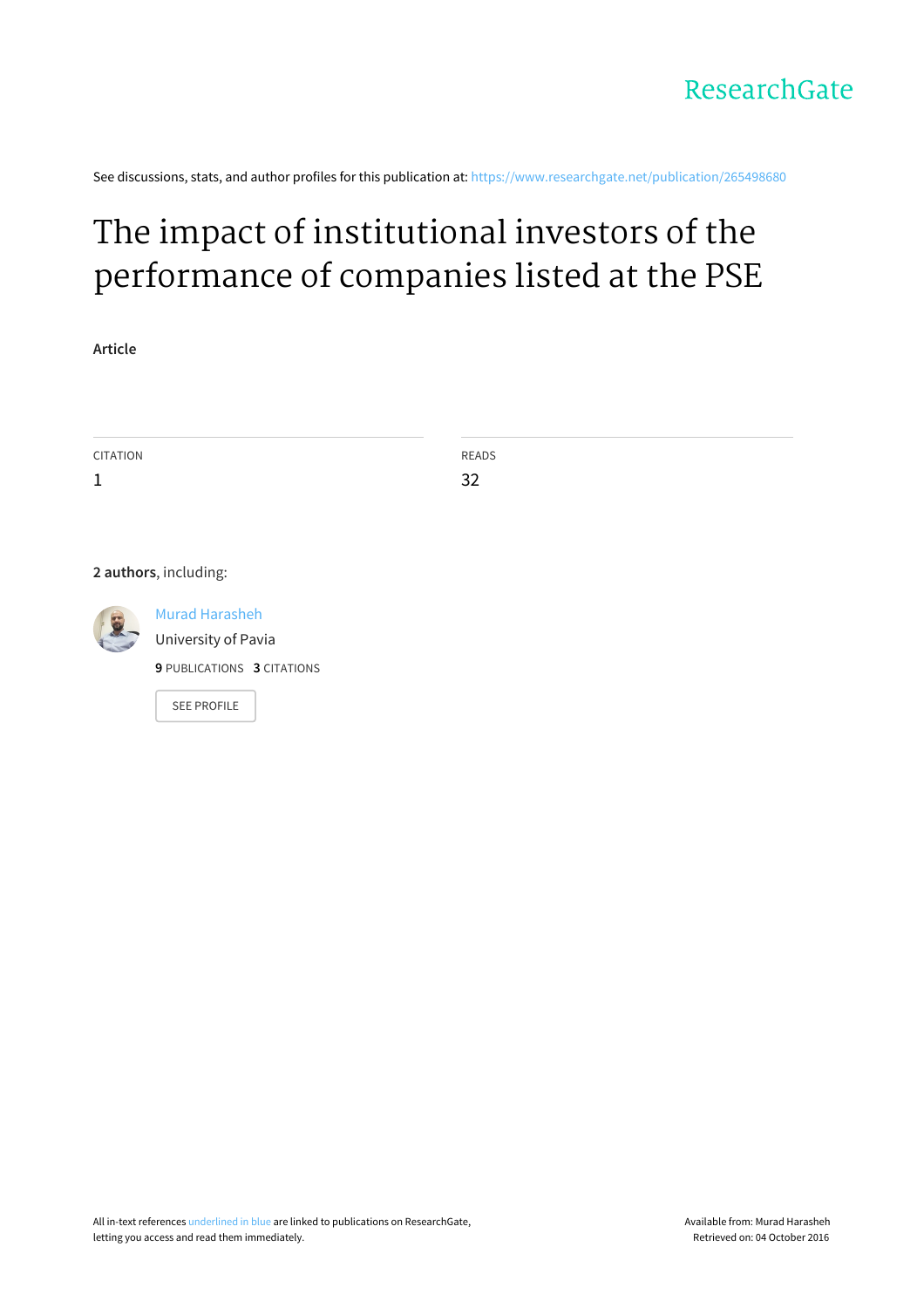ResearchGate

See discussions, stats, and author profiles for this publication at: https://www.researchgate.net/publication/265498680

# The impact of institutional investors of the performance of companies listed at the PSE

Article

| CITATION | READS |
|---|---|
| 1 | 32 |

**2 authors**, including:

Murad Harasheh
University of Pavia
**9** PUBLICATIONS **3** CITATIONS

SEE PROFILE

All in-text references underlined in blue are linked to publications on ResearchGate, letting you access and read them immediately.

Available from: Murad Harasheh
Retrieved on: 04 October 2016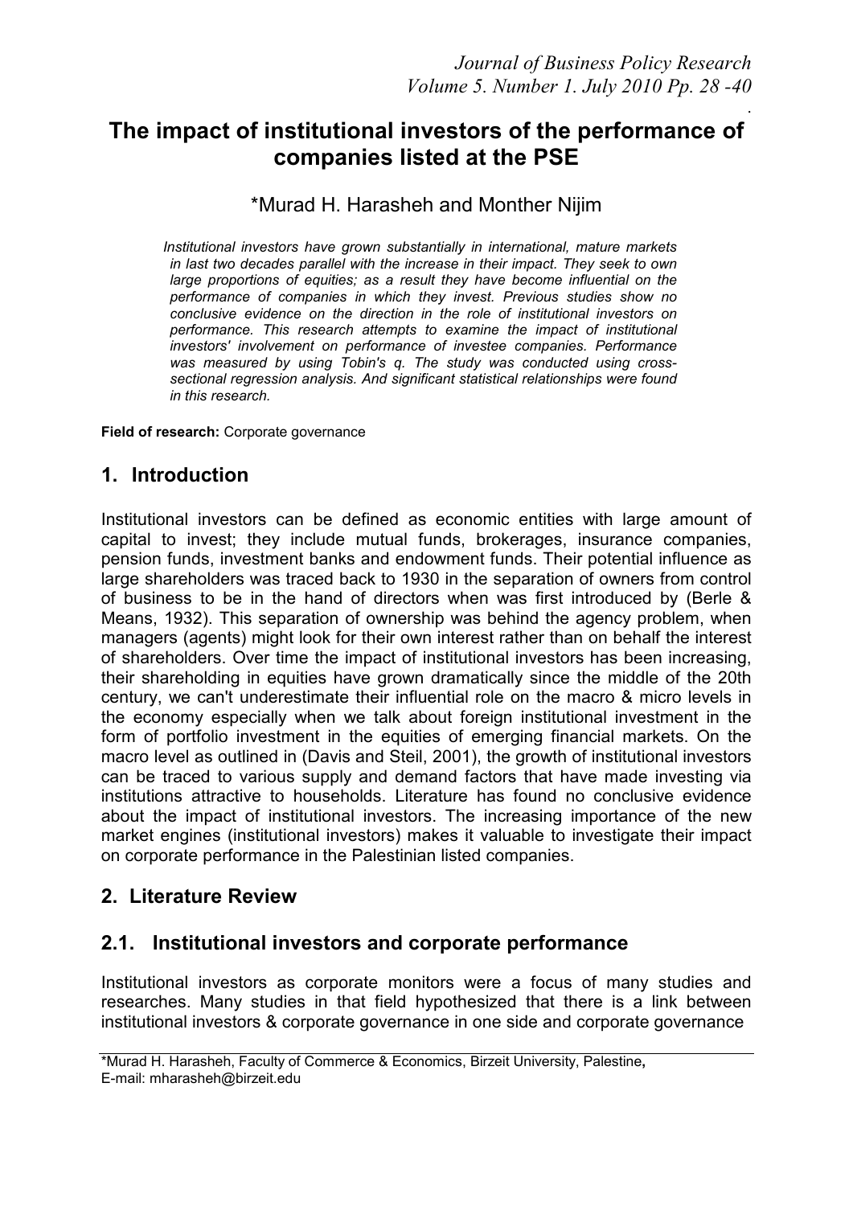# The impact of institutional investors of the performance of companies listed at the PSE

\*Murad H. Harasheh and Monther Nijim

*Institutional investors have grown substantially in international, mature markets in last two decades parallel with the increase in their impact. They seek to own large proportions of equities; as a result they have become influential on the performance of companies in which they invest. Previous studies show no conclusive evidence on the direction in the role of institutional investors on performance. This research attempts to examine the impact of institutional investors' involvement on performance of investee companies. Performance was measured by using Tobin's q. The study was conducted using cross-sectional regression analysis. And significant statistical relationships were found in this research.*

**Field of research:** Corporate governance

## 1. Introduction

Institutional investors can be defined as economic entities with large amount of capital to invest; they include mutual funds, brokerages, insurance companies, pension funds, investment banks and endowment funds. Their potential influence as large shareholders was traced back to 1930 in the separation of owners from control of business to be in the hand of directors when was first introduced by (Berle & Means, 1932). This separation of ownership was behind the agency problem, when managers (agents) might look for their own interest rather than on behalf the interest of shareholders. Over time the impact of institutional investors has been increasing, their shareholding in equities have grown dramatically since the middle of the 20th century, we can't underestimate their influential role on the macro & micro levels in the economy especially when we talk about foreign institutional investment in the form of portfolio investment in the equities of emerging financial markets. On the macro level as outlined in (Davis and Steil, 2001), the growth of institutional investors can be traced to various supply and demand factors that have made investing via institutions attractive to households. Literature has found no conclusive evidence about the impact of institutional investors. The increasing importance of the new market engines (institutional investors) makes it valuable to investigate their impact on corporate performance in the Palestinian listed companies.

## 2. Literature Review

## 2.1. Institutional investors and corporate performance

Institutional investors as corporate monitors were a focus of many studies and researches. Many studies in that field hypothesized that there is a link between institutional investors & corporate governance in one side and corporate governance

\*Murad H. Harasheh, Faculty of Commerce & Economics, Birzeit University, Palestine, E-mail: mharasheh@birzeit.edu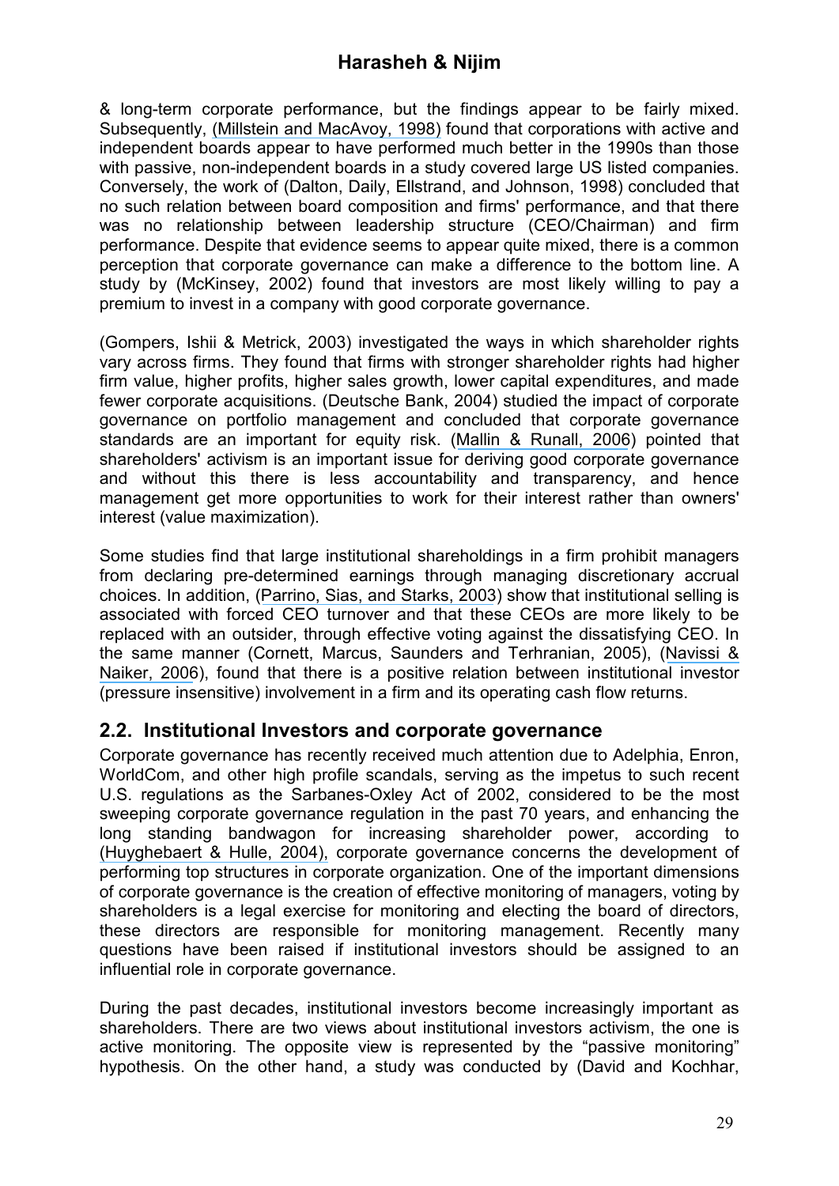& long-term corporate performance, but the findings appear to be fairly mixed. Subsequently, (Millstein and MacAvoy, 1998) found that corporations with active and independent boards appear to have performed much better in the 1990s than those with passive, non-independent boards in a study covered large US listed companies. Conversely, the work of (Dalton, Daily, Ellstrand, and Johnson, 1998) concluded that no such relation between board composition and firms' performance, and that there was no relationship between leadership structure (CEO/Chairman) and firm performance. Despite that evidence seems to appear quite mixed, there is a common perception that corporate governance can make a difference to the bottom line. A study by (McKinsey, 2002) found that investors are most likely willing to pay a premium to invest in a company with good corporate governance.

(Gompers, Ishii & Metrick, 2003) investigated the ways in which shareholder rights vary across firms. They found that firms with stronger shareholder rights had higher firm value, higher profits, higher sales growth, lower capital expenditures, and made fewer corporate acquisitions. (Deutsche Bank, 2004) studied the impact of corporate governance on portfolio management and concluded that corporate governance standards are an important for equity risk. (Mallin & Runall, 2006) pointed that shareholders' activism is an important issue for deriving good corporate governance and without this there is less accountability and transparency, and hence management get more opportunities to work for their interest rather than owners' interest (value maximization).

Some studies find that large institutional shareholdings in a firm prohibit managers from declaring pre-determined earnings through managing discretionary accrual choices. In addition, (Parrino, Sias, and Starks, 2003) show that institutional selling is associated with forced CEO turnover and that these CEOs are more likely to be replaced with an outsider, through effective voting against the dissatisfying CEO. In the same manner (Cornett, Marcus, Saunders and Terhranian, 2005), (Navissi & Naiker, 2006), found that there is a positive relation between institutional investor (pressure insensitive) involvement in a firm and its operating cash flow returns.

## 2.2. Institutional Investors and corporate governance

Corporate governance has recently received much attention due to Adelphia, Enron, WorldCom, and other high profile scandals, serving as the impetus to such recent U.S. regulations as the Sarbanes-Oxley Act of 2002, considered to be the most sweeping corporate governance regulation in the past 70 years, and enhancing the long standing bandwagon for increasing shareholder power, according to (Huyghebaert & Hulle, 2004), corporate governance concerns the development of performing top structures in corporate organization. One of the important dimensions of corporate governance is the creation of effective monitoring of managers, voting by shareholders is a legal exercise for monitoring and electing the board of directors, these directors are responsible for monitoring management. Recently many questions have been raised if institutional investors should be assigned to an influential role in corporate governance.

During the past decades, institutional investors become increasingly important as shareholders. There are two views about institutional investors activism, the one is active monitoring. The opposite view is represented by the "passive monitoring" hypothesis. On the other hand, a study was conducted by (David and Kochhar,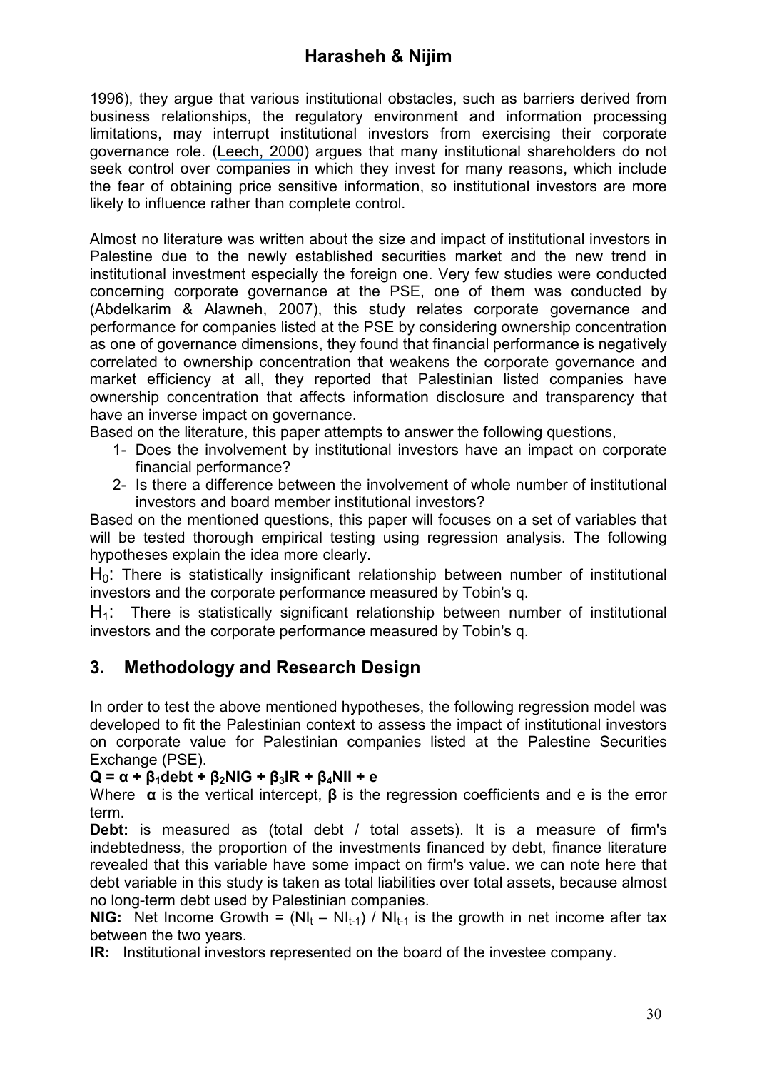1996), they argue that various institutional obstacles, such as barriers derived from business relationships, the regulatory environment and information processing limitations, may interrupt institutional investors from exercising their corporate governance role. (Leech, 2000) argues that many institutional shareholders do not seek control over companies in which they invest for many reasons, which include the fear of obtaining price sensitive information, so institutional investors are more likely to influence rather than complete control.

Almost no literature was written about the size and impact of institutional investors in Palestine due to the newly established securities market and the new trend in institutional investment especially the foreign one. Very few studies were conducted concerning corporate governance at the PSE, one of them was conducted by (Abdelkarim & Alawneh, 2007), this study relates corporate governance and performance for companies listed at the PSE by considering ownership concentration as one of governance dimensions, they found that financial performance is negatively correlated to ownership concentration that weakens the corporate governance and market efficiency at all, they reported that Palestinian listed companies have ownership concentration that affects information disclosure and transparency that have an inverse impact on governance.

Based on the literature, this paper attempts to answer the following questions,

1- Does the involvement by institutional investors have an impact on corporate financial performance?
2- Is there a difference between the involvement of whole number of institutional investors and board member institutional investors?

Based on the mentioned questions, this paper will focuses on a set of variables that will be tested thorough empirical testing using regression analysis. The following hypotheses explain the idea more clearly.

$H_0$: There is statistically insignificant relationship between number of institutional investors and the corporate performance measured by Tobin's q.

$H_1$: There is statistically significant relationship between number of institutional investors and the corporate performance measured by Tobin's q.

## 3. Methodology and Research Design

In order to test the above mentioned hypotheses, the following regression model was developed to fit the Palestinian context to assess the impact of institutional investors on corporate value for Palestinian companies listed at the Palestine Securities Exchange (PSE).

$$\mathbf{Q = \alpha + \beta_1 debt + \beta_2 NIG + \beta_3 IR + \beta_4 NII + e}$$

Where **$\alpha$** is the vertical intercept, **$\beta$** is the regression coefficients and e is the error term.

**Debt:** is measured as (total debt / total assets). It is a measure of firm's indebtedness, the proportion of the investments financed by debt, finance literature revealed that this variable have some impact on firm's value. we can note here that debt variable in this study is taken as total liabilities over total assets, because almost no long-term debt used by Palestinian companies.

**NIG:** Net Income Growth = $(NI_t - NI_{t-1}) / NI_{t-1}$ is the growth in net income after tax between the two years.

**IR:** Institutional investors represented on the board of the investee company.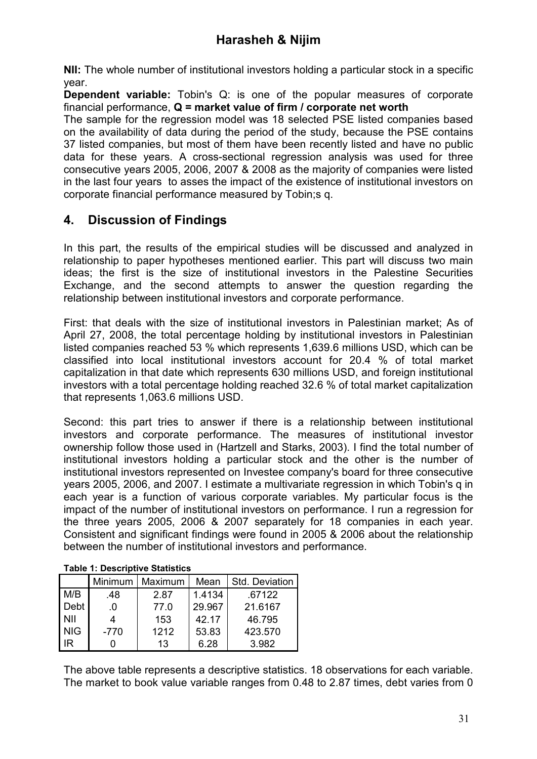**NII:** The whole number of institutional investors holding a particular stock in a specific year.

**Dependent variable:** Tobin's Q: is one of the popular measures of corporate financial performance, **Q = market value of firm / corporate net worth**

The sample for the regression model was 18 selected PSE listed companies based on the availability of data during the period of the study, because the PSE contains 37 listed companies, but most of them have been recently listed and have no public data for these years. A cross-sectional regression analysis was used for three consecutive years 2005, 2006, 2007 & 2008 as the majority of companies were listed in the last four years to asses the impact of the existence of institutional investors on corporate financial performance measured by Tobin;s q.

## 4. Discussion of Findings

In this part, the results of the empirical studies will be discussed and analyzed in relationship to paper hypotheses mentioned earlier. This part will discuss two main ideas; the first is the size of institutional investors in the Palestine Securities Exchange, and the second attempts to answer the question regarding the relationship between institutional investors and corporate performance.

First: that deals with the size of institutional investors in Palestinian market; As of April 27, 2008, the total percentage holding by institutional investors in Palestinian listed companies reached 53 % which represents 1,639.6 millions USD, which can be classified into local institutional investors account for 20.4 % of total market capitalization in that date which represents 630 millions USD, and foreign institutional investors with a total percentage holding reached 32.6 % of total market capitalization that represents 1,063.6 millions USD.

Second: this part tries to answer if there is a relationship between institutional investors and corporate performance. The measures of institutional investor ownership follow those used in (Hartzell and Starks, 2003). I find the total number of institutional investors holding a particular stock and the other is the number of institutional investors represented on Investee company's board for three consecutive years 2005, 2006, and 2007. I estimate a multivariate regression in which Tobin's q in each year is a function of various corporate variables. My particular focus is the impact of the number of institutional investors on performance. I run a regression for the three years 2005, 2006 & 2007 separately for 18 companies in each year. Consistent and significant findings were found in 2005 & 2006 about the relationship between the number of institutional investors and performance.

**Table 1: Descriptive Statistics**

| | Minimum | Maximum | Mean | Std. Deviation |
|---|---|---|---|---|
| M/B | .48 | 2.87 | 1.4134 | .67122 |
| Debt | .0 | 77.0 | 29.967 | 21.6167 |
| NII | 4 | 153 | 42.17 | 46.795 |
| NIG | -770 | 1212 | 53.83 | 423.570 |
| IR | 0 | 13 | 6.28 | 3.982 |

The above table represents a descriptive statistics. 18 observations for each variable. The market to book value variable ranges from 0.48 to 2.87 times, debt varies from 0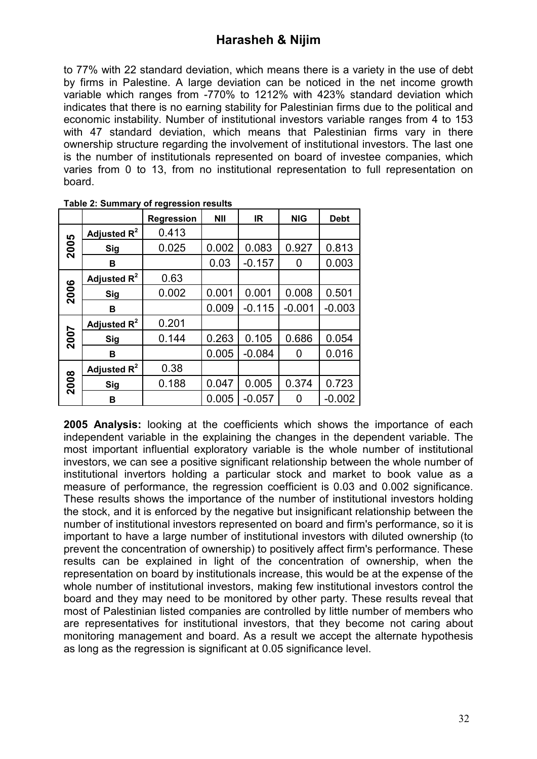to 77% with 22 standard deviation, which means there is a variety in the use of debt by firms in Palestine. A large deviation can be noticed in the net income growth variable which ranges from -770% to 1212% with 423% standard deviation which indicates that there is no earning stability for Palestinian firms due to the political and economic instability. Number of institutional investors variable ranges from 4 to 153 with 47 standard deviation, which means that Palestinian firms vary in there ownership structure regarding the involvement of institutional investors. The last one is the number of institutionals represented on board of investee companies, which varies from 0 to 13, from no institutional representation to full representation on board.

**Table 2: Summary of regression results**

| | | Regression | NII | IR | NIG | Debt |
|---|---|---|---|---|---|---|
| 2005 | Adjusted $R^2$ | 0.413 | | | | |
| | Sig | 0.025 | 0.002 | 0.083 | 0.927 | 0.813 |
| | B | | 0.03 | -0.157 | 0 | 0.003 |
| 2006 | Adjusted $R^2$ | 0.63 | | | | |
| | Sig | 0.002 | 0.001 | 0.001 | 0.008 | 0.501 |
| | B | | 0.009 | -0.115 | -0.001 | -0.003 |
| 2007 | Adjusted $R^2$ | 0.201 | | | | |
| | Sig | 0.144 | 0.263 | 0.105 | 0.686 | 0.054 |
| | B | | 0.005 | -0.084 | 0 | 0.016 |
| 2008 | Adjusted $R^2$ | 0.38 | | | | |
| | Sig | 0.188 | 0.047 | 0.005 | 0.374 | 0.723 |
| | B | | 0.005 | -0.057 | 0 | -0.002 |

**2005 Analysis:** looking at the coefficients which shows the importance of each independent variable in the explaining the changes in the dependent variable. The most important influential exploratory variable is the whole number of institutional investors, we can see a positive significant relationship between the whole number of institutional invertors holding a particular stock and market to book value as a measure of performance, the regression coefficient is 0.03 and 0.002 significance. These results shows the importance of the number of institutional investors holding the stock, and it is enforced by the negative but insignificant relationship between the number of institutional investors represented on board and firm's performance, so it is important to have a large number of institutional investors with diluted ownership (to prevent the concentration of ownership) to positively affect firm's performance. These results can be explained in light of the concentration of ownership, when the representation on board by institutionals increase, this would be at the expense of the whole number of institutional investors, making few institutional investors control the board and they may need to be monitored by other party. These results reveal that most of Palestinian listed companies are controlled by little number of members who are representatives for institutional investors, that they become not caring about monitoring management and board. As a result we accept the alternate hypothesis as long as the regression is significant at 0.05 significance level.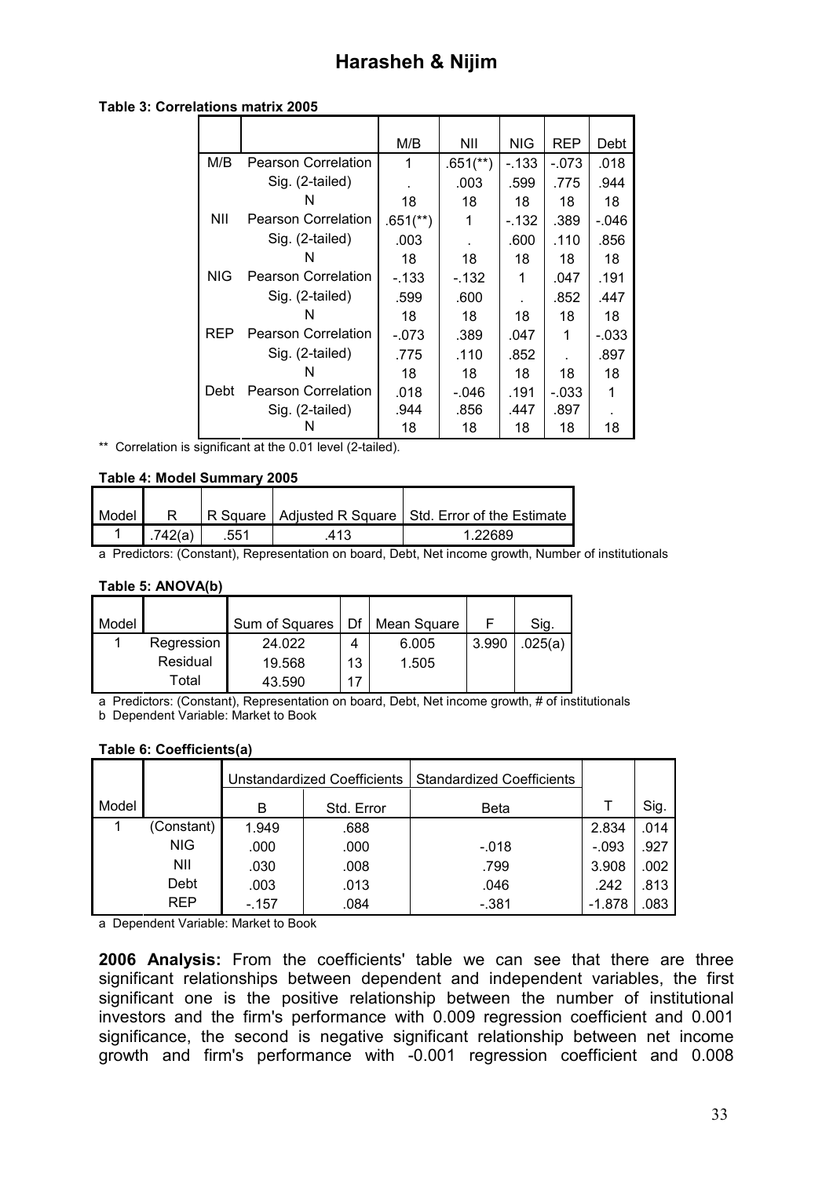**Table 3: Correlations matrix 2005**

| | | M/B | NII | NIG | REP | Debt |
|---|---|---|---|---|---|---|
| M/B | Pearson Correlation | 1 | .651(**) | -.133 | -.073 | .018 |
| | Sig. (2-tailed) | . | .003 | .599 | .775 | .944 |
| | N | 18 | 18 | 18 | 18 | 18 |
| NII | Pearson Correlation | .651(**) | 1 | -.132 | .389 | -.046 |
| | Sig. (2-tailed) | .003 | . | .600 | .110 | .856 |
| | N | 18 | 18 | 18 | 18 | 18 |
| NIG | Pearson Correlation | -.133 | -.132 | 1 | .047 | .191 |
| | Sig. (2-tailed) | .599 | .600 | . | .852 | .447 |
| | N | 18 | 18 | 18 | 18 | 18 |
| REP | Pearson Correlation | -.073 | .389 | .047 | 1 | -.033 |
| | Sig. (2-tailed) | .775 | .110 | .852 | . | .897 |
| | N | 18 | 18 | 18 | 18 | 18 |
| Debt | Pearson Correlation | .018 | -.046 | .191 | -.033 | 1 |
| | Sig. (2-tailed) | .944 | .856 | .447 | .897 | . |
| | N | 18 | 18 | 18 | 18 | 18 |

** Correlation is significant at the 0.01 level (2-tailed).

**Table 4: Model Summary 2005**

| Model | R | R Square | Adjusted R Square | Std. Error of the Estimate |
|---|---|---|---|---|
| 1 | .742(a) | .551 | .413 | 1.22689 |

a Predictors: (Constant), Representation on board, Debt, Net income growth, Number of institutionals

**Table 5: ANOVA(b)**

| Model | | Sum of Squares | Df | Mean Square | F | Sig. |
|---|---|---|---|---|---|---|
| 1 | Regression | 24.022 | 4 | 6.005 | 3.990 | .025(a) |
| | Residual | 19.568 | 13 | 1.505 | | |
| | Total | 43.590 | 17 | | | |

a Predictors: (Constant), Representation on board, Debt, Net income growth, # of institutionals

b Dependent Variable: Market to Book

**Table 6: Coefficients(a)**

| | | Unstandardized Coefficients | | Standardized Coefficients | | |
|---|---|---|---|---|---|---|
| Model | | B | Std. Error | Beta | T | Sig. |
| 1 | (Constant) | 1.949 | .688 | | 2.834 | .014 |
| | NIG | .000 | .000 | -.018 | -.093 | .927 |
| | NII | .030 | .008 | .799 | 3.908 | .002 |
| | Debt | .003 | .013 | .046 | .242 | .813 |
| | REP | -.157 | .084 | -.381 | -1.878 | .083 |

a Dependent Variable: Market to Book

**2006 Analysis:** From the coefficients' table we can see that there are three significant relationships between dependent and independent variables, the first significant one is the positive relationship between the number of institutional investors and the firm's performance with 0.009 regression coefficient and 0.001 significance, the second is negative significant relationship between net income growth and firm's performance with -0.001 regression coefficient and 0.008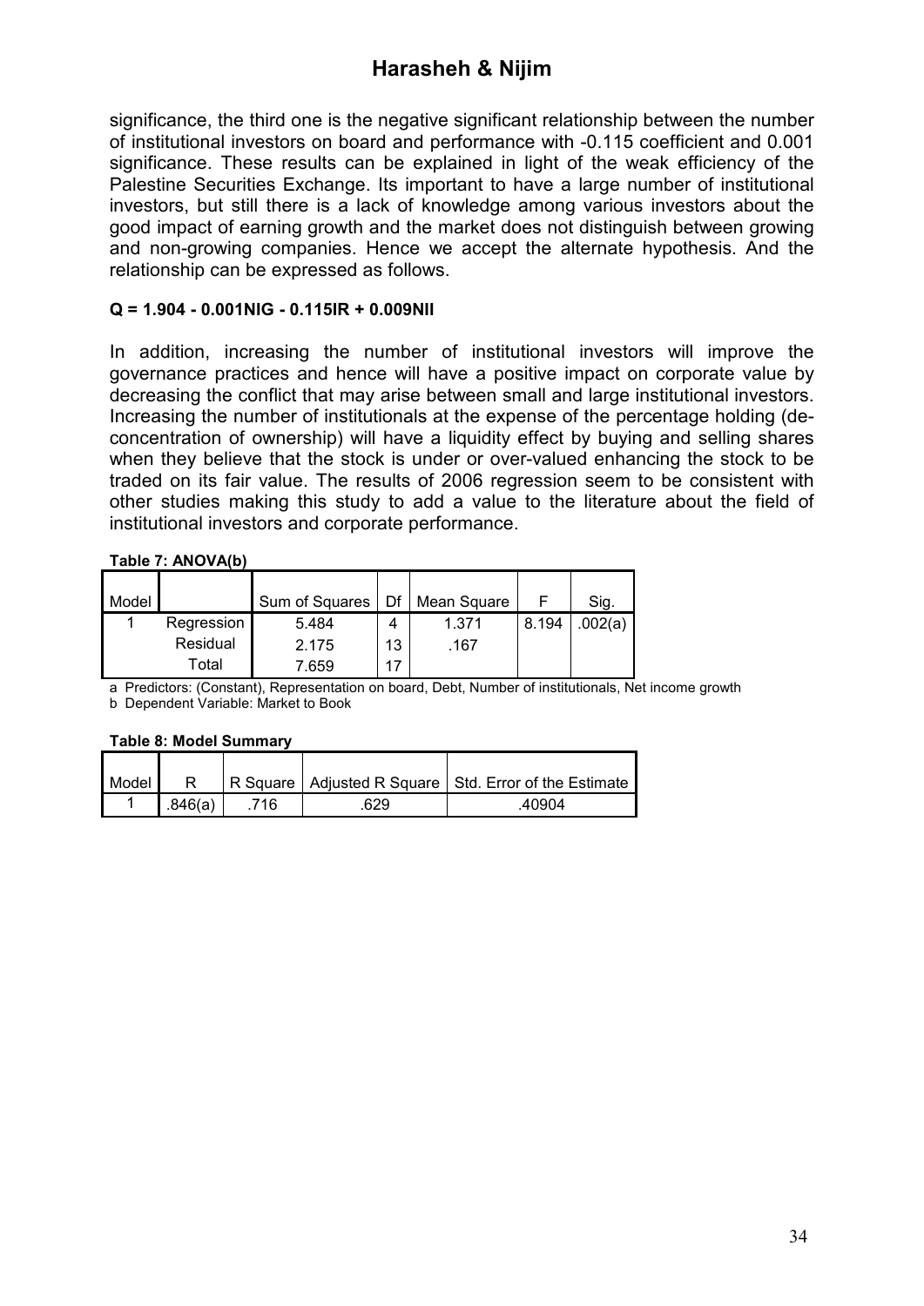significance, the third one is the negative significant relationship between the number of institutional investors on board and performance with -0.115 coefficient and 0.001 significance. These results can be explained in light of the weak efficiency of the Palestine Securities Exchange. Its important to have a large number of institutional investors, but still there is a lack of knowledge among various investors about the good impact of earning growth and the market does not distinguish between growing and non-growing companies. Hence we accept the alternate hypothesis. And the relationship can be expressed as follows.

**$Q = 1.904 - 0.001NIG - 0.115IR + 0.009NII$**

In addition, increasing the number of institutional investors will improve the governance practices and hence will have a positive impact on corporate value by decreasing the conflict that may arise between small and large institutional investors. Increasing the number of institutionals at the expense of the percentage holding (de-concentration of ownership) will have a liquidity effect by buying and selling shares when they believe that the stock is under or over-valued enhancing the stock to be traded on its fair value. The results of 2006 regression seem to be consistent with other studies making this study to add a value to the literature about the field of institutional investors and corporate performance.

**Table 7: ANOVA(b)**

| Model | | Sum of Squares | Df | Mean Square | F | Sig. |
|---|---|---|---|---|---|---|
| 1 | Regression | 5.484 | 4 | 1.371 | 8.194 | .002(a) |
| | Residual | 2.175 | 13 | .167 | | |
| | Total | 7.659 | 17 | | | |

a Predictors: (Constant), Representation on board, Debt, Number of institutionals, Net income growth
b Dependent Variable: Market to Book

**Table 8: Model Summary**

| Model | R | R Square | Adjusted R Square | Std. Error of the Estimate |
|---|---|---|---|---|
| 1 | .846(a) | .716 | .629 | .40904 |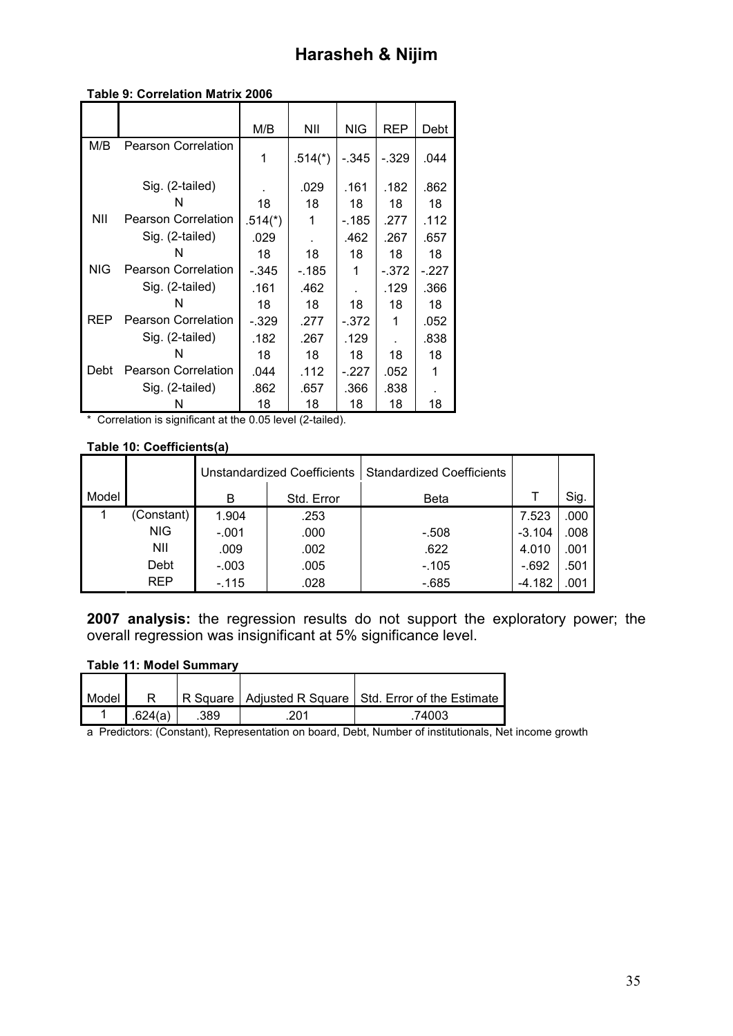**Table 9: Correlation Matrix 2006**

| | | M/B | NII | NIG | REP | Debt |
|---|---|---|---|---|---|---|
| M/B | Pearson Correlation | 1 | .514(*) | -.345 | -.329 | .044 |
| | Sig. (2-tailed) | . | .029 | .161 | .182 | .862 |
| | N | 18 | 18 | 18 | 18 | 18 |
| NII | Pearson Correlation | .514(*) | 1 | -.185 | .277 | .112 |
| | Sig. (2-tailed) | .029 | . | .462 | .267 | .657 |
| | N | 18 | 18 | 18 | 18 | 18 |
| NIG | Pearson Correlation | -.345 | -.185 | 1 | -.372 | -.227 |
| | Sig. (2-tailed) | .161 | .462 | . | .129 | .366 |
| | N | 18 | 18 | 18 | 18 | 18 |
| REP | Pearson Correlation | -.329 | .277 | -.372 | 1 | .052 |
| | Sig. (2-tailed) | .182 | .267 | .129 | . | .838 |
| | N | 18 | 18 | 18 | 18 | 18 |
| Debt | Pearson Correlation | .044 | .112 | -.227 | .052 | 1 |
| | Sig. (2-tailed) | .862 | .657 | .366 | .838 | . |
| | N | 18 | 18 | 18 | 18 | 18 |

* Correlation is significant at the 0.05 level (2-tailed).

**Table 10: Coefficients(a)**

| Model | | Unstandardized Coefficients | | Standardized Coefficients | | |
|---|---|---|---|---|---|---|
| | | B | Std. Error | Beta | T | Sig. |
| 1 | (Constant) | 1.904 | .253 | | 7.523 | .000 |
| | NIG | -.001 | .000 | -.508 | -3.104 | .008 |
| | NII | .009 | .002 | .622 | 4.010 | .001 |
| | Debt | -.003 | .005 | -.105 | -.692 | .501 |
| | REP | -.115 | .028 | -.685 | -4.182 | .001 |

**2007 analysis:** the regression results do not support the exploratory power; the overall regression was insignificant at 5% significance level.

**Table 11: Model Summary**

| Model | R | R Square | Adjusted R Square | Std. Error of the Estimate |
|---|---|---|---|---|
| 1 | .624(a) | .389 | .201 | .74003 |

a Predictors: (Constant), Representation on board, Debt, Number of institutionals, Net income growth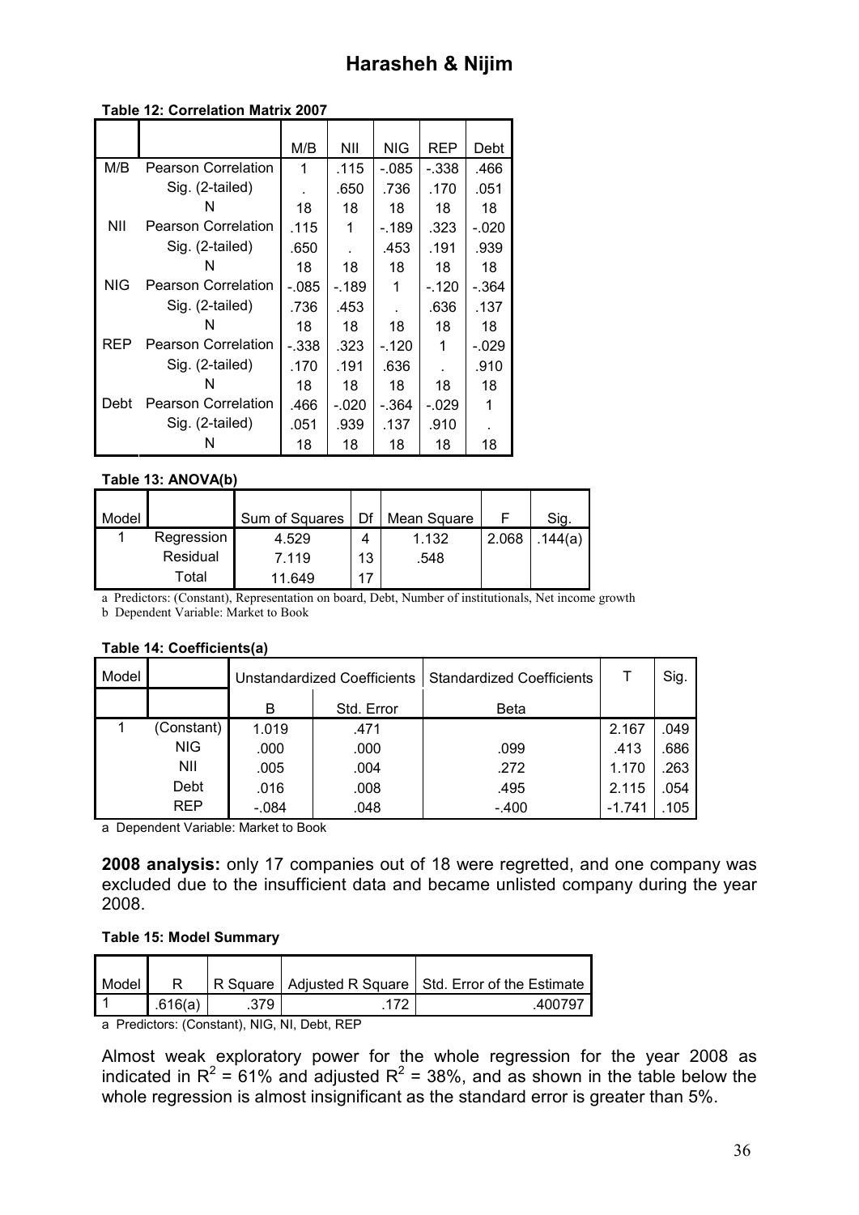**Table 12: Correlation Matrix 2007**

| | | M/B | NII | NIG | REP | Debt |
|---|---|---|---|---|---|---|
| M/B | Pearson Correlation | 1 | .115 | -.085 | -.338 | .466 |
| | Sig. (2-tailed) | . | .650 | .736 | .170 | .051 |
| | N | 18 | 18 | 18 | 18 | 18 |
| NII | Pearson Correlation | .115 | 1 | -.189 | .323 | -.020 |
| | Sig. (2-tailed) | .650 | . | .453 | .191 | .939 |
| | N | 18 | 18 | 18 | 18 | 18 |
| NIG | Pearson Correlation | -.085 | -.189 | 1 | -.120 | -.364 |
| | Sig. (2-tailed) | .736 | .453 | . | .636 | .137 |
| | N | 18 | 18 | 18 | 18 | 18 |
| REP | Pearson Correlation | -.338 | .323 | -.120 | 1 | -.029 |
| | Sig. (2-tailed) | .170 | .191 | .636 | . | .910 |
| | N | 18 | 18 | 18 | 18 | 18 |
| Debt | Pearson Correlation | .466 | -.020 | -.364 | -.029 | 1 |
| | Sig. (2-tailed) | .051 | .939 | .137 | .910 | . |
| | N | 18 | 18 | 18 | 18 | 18 |

**Table 13: ANOVA(b)**

| Model | | Sum of Squares | Df | Mean Square | F | Sig. |
|---|---|---|---|---|---|---|
| 1 | Regression | 4.529 | 4 | 1.132 | 2.068 | .144(a) |
| | Residual | 7.119 | 13 | .548 | | |
| | Total | 11.649 | 17 | | | |

a Predictors: (Constant), Representation on board, Debt, Number of institutionals, Net income growth

b Dependent Variable: Market to Book

**Table 14: Coefficients(a)**

| Model | | Unstandardized Coefficients | | Standardized Coefficients | T | Sig. |
|---|---|---|---|---|---|---|
| | | B | Std. Error | Beta | | |
| 1 | (Constant) | 1.019 | .471 | | 2.167 | .049 |
| | NIG | .000 | .000 | .099 | .413 | .686 |
| | NII | .005 | .004 | .272 | 1.170 | .263 |
| | Debt | .016 | .008 | .495 | 2.115 | .054 |
| | REP | -.084 | .048 | -.400 | -1.741 | .105 |

a Dependent Variable: Market to Book

**2008 analysis:** only 17 companies out of 18 were regretted, and one company was excluded due to the insufficient data and became unlisted company during the year 2008.

**Table 15: Model Summary**

| Model | R | R Square | Adjusted R Square | Std. Error of the Estimate |
|---|---|---|---|---|
| 1 | .616(a) | .379 | .172 | .400797 |

a Predictors: (Constant), NIG, NI, Debt, REP

Almost weak exploratory power for the whole regression for the year 2008 as indicated in $R^2$ = 61% and adjusted $R^2$ = 38%, and as shown in the table below the whole regression is almost insignificant as the standard error is greater than 5%.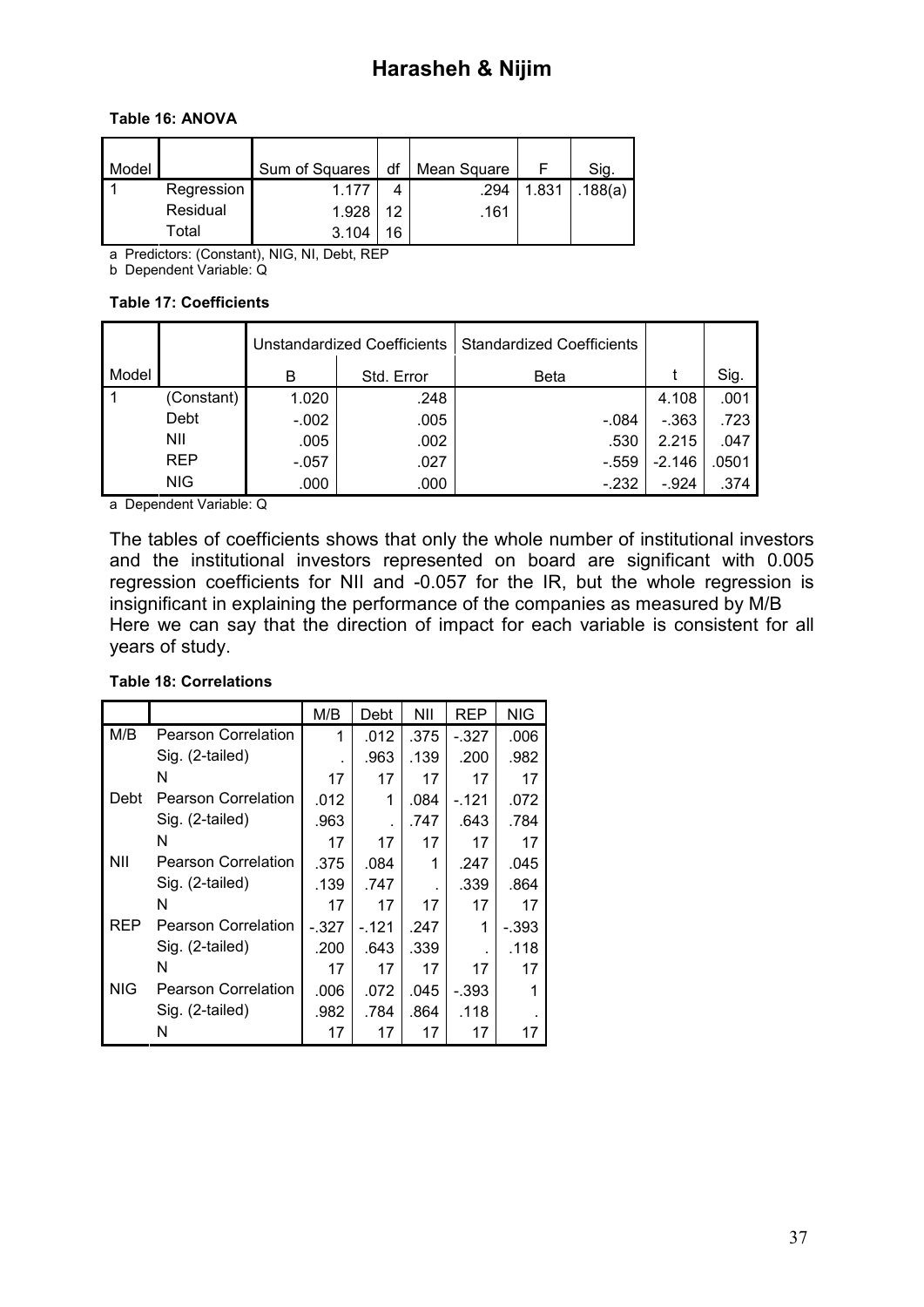**Table 16: ANOVA**

| Model | | Sum of Squares | df | Mean Square | F | Sig. |
|---|---|---|---|---|---|---|
| 1 | Regression | 1.177 | 4 | .294 | 1.831 | .188(a) |
| | Residual | 1.928 | 12 | .161 | | |
| | Total | 3.104 | 16 | | | |

a Predictors: (Constant), NIG, NI, Debt, REP

b Dependent Variable: Q

**Table 17: Coefficients**

| Model | | Unstandardized Coefficients | | Standardized Coefficients | | |
|---|---|---|---|---|---|---|
| | | B | Std. Error | Beta | t | Sig. |
| 1 | (Constant) | 1.020 | .248 | | 4.108 | .001 |
| | Debt | -.002 | .005 | -.084 | -.363 | .723 |
| | NII | .005 | .002 | .530 | 2.215 | .047 |
| | REP | -.057 | .027 | -.559 | -2.146 | .0501 |
| | NIG | .000 | .000 | -.232 | -.924 | .374 |

a Dependent Variable: Q

The tables of coefficients shows that only the whole number of institutional investors and the institutional investors represented on board are significant with 0.005 regression coefficients for NII and -0.057 for the IR, but the whole regression is insignificant in explaining the performance of the companies as measured by M/B

Here we can say that the direction of impact for each variable is consistent for all years of study.

**Table 18: Correlations**

| | | M/B | Debt | NII | REP | NIG |
|---|---|---|---|---|---|---|
| M/B | Pearson Correlation | 1 | .012 | .375 | -.327 | .006 |
| | Sig. (2-tailed) | . | .963 | .139 | .200 | .982 |
| | N | 17 | 17 | 17 | 17 | 17 |
| Debt | Pearson Correlation | .012 | 1 | .084 | -.121 | .072 |
| | Sig. (2-tailed) | .963 | . | .747 | .643 | .784 |
| | N | 17 | 17 | 17 | 17 | 17 |
| NII | Pearson Correlation | .375 | .084 | 1 | .247 | .045 |
| | Sig. (2-tailed) | .139 | .747 | . | .339 | .864 |
| | N | 17 | 17 | 17 | 17 | 17 |
| REP | Pearson Correlation | -.327 | -.121 | .247 | 1 | -.393 |
| | Sig. (2-tailed) | .200 | .643 | .339 | . | .118 |
| | N | 17 | 17 | 17 | 17 | 17 |
| NIG | Pearson Correlation | .006 | .072 | .045 | -.393 | 1 |
| | Sig. (2-tailed) | .982 | .784 | .864 | .118 | . |
| | N | 17 | 17 | 17 | 17 | 17 |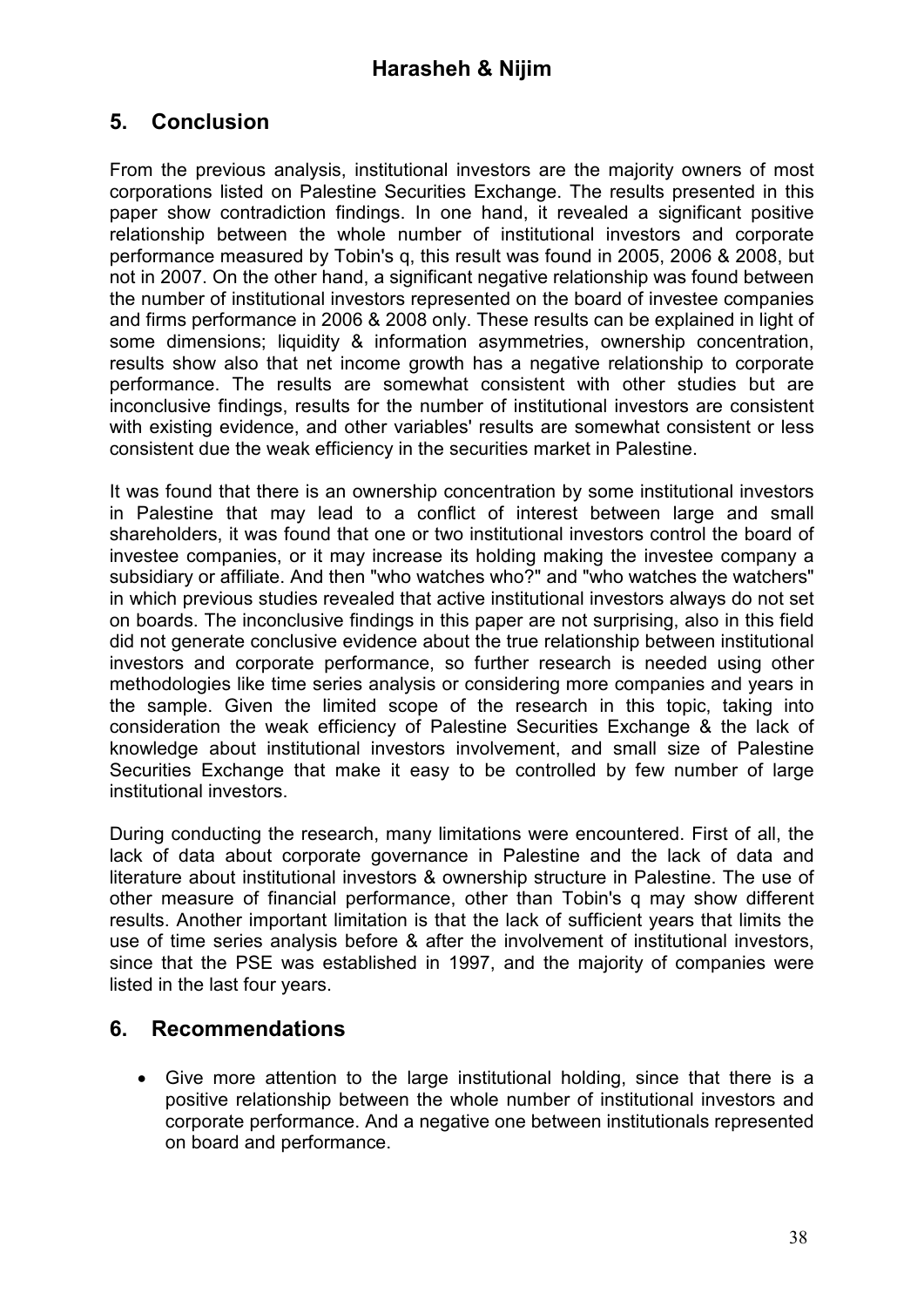## 5. Conclusion

From the previous analysis, institutional investors are the majority owners of most corporations listed on Palestine Securities Exchange. The results presented in this paper show contradiction findings. In one hand, it revealed a significant positive relationship between the whole number of institutional investors and corporate performance measured by Tobin's q, this result was found in 2005, 2006 & 2008, but not in 2007. On the other hand, a significant negative relationship was found between the number of institutional investors represented on the board of investee companies and firms performance in 2006 & 2008 only. These results can be explained in light of some dimensions; liquidity & information asymmetries, ownership concentration, results show also that net income growth has a negative relationship to corporate performance. The results are somewhat consistent with other studies but are inconclusive findings, results for the number of institutional investors are consistent with existing evidence, and other variables' results are somewhat consistent or less consistent due the weak efficiency in the securities market in Palestine.

It was found that there is an ownership concentration by some institutional investors in Palestine that may lead to a conflict of interest between large and small shareholders, it was found that one or two institutional investors control the board of investee companies, or it may increase its holding making the investee company a subsidiary or affiliate. And then "who watches who?" and "who watches the watchers" in which previous studies revealed that active institutional investors always do not set on boards. The inconclusive findings in this paper are not surprising, also in this field did not generate conclusive evidence about the true relationship between institutional investors and corporate performance, so further research is needed using other methodologies like time series analysis or considering more companies and years in the sample. Given the limited scope of the research in this topic, taking into consideration the weak efficiency of Palestine Securities Exchange & the lack of knowledge about institutional investors involvement, and small size of Palestine Securities Exchange that make it easy to be controlled by few number of large institutional investors.

During conducting the research, many limitations were encountered. First of all, the lack of data about corporate governance in Palestine and the lack of data and literature about institutional investors & ownership structure in Palestine. The use of other measure of financial performance, other than Tobin's q may show different results. Another important limitation is that the lack of sufficient years that limits the use of time series analysis before & after the involvement of institutional investors, since that the PSE was established in 1997, and the majority of companies were listed in the last four years.

## 6. Recommendations

- Give more attention to the large institutional holding, since that there is a positive relationship between the whole number of institutional investors and corporate performance. And a negative one between institutionals represented on board and performance.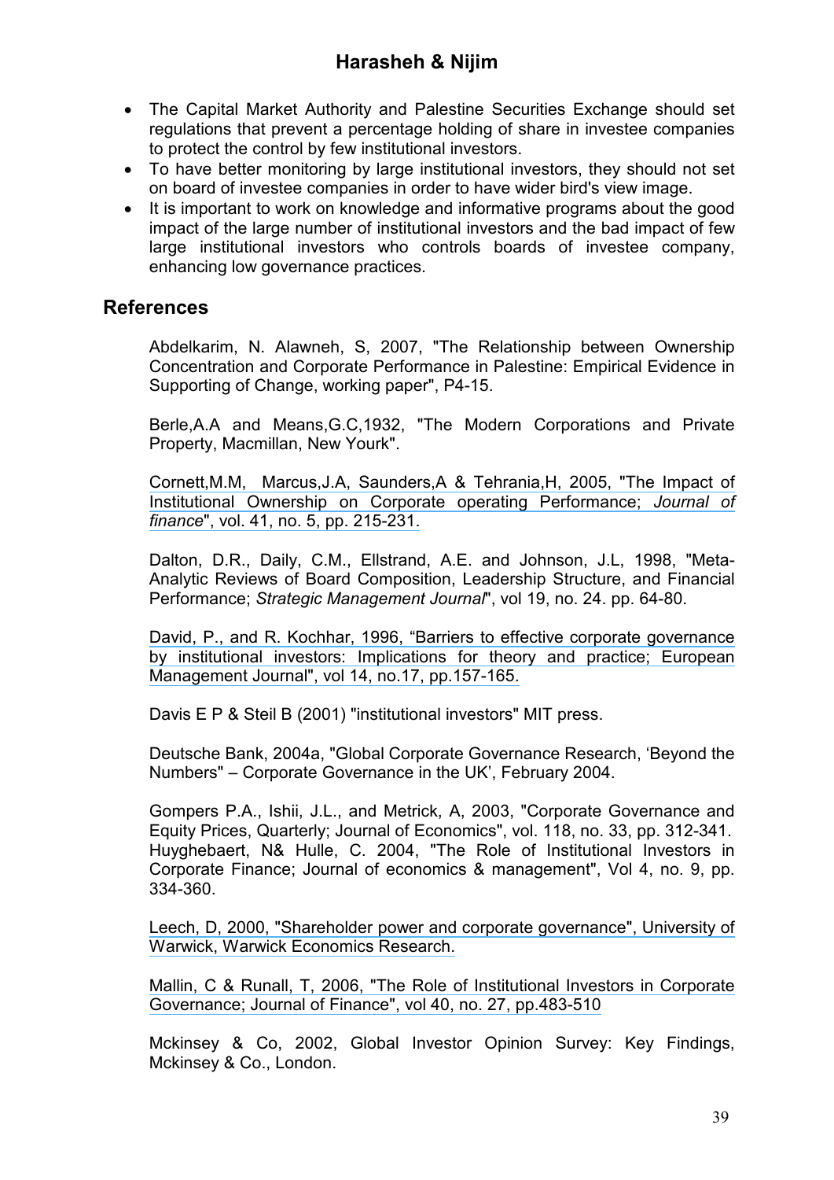- The Capital Market Authority and Palestine Securities Exchange should set regulations that prevent a percentage holding of share in investee companies to protect the control by few institutional investors.
- To have better monitoring by large institutional investors, they should not set on board of investee companies in order to have wider bird's view image.
- It is important to work on knowledge and informative programs about the good impact of the large number of institutional investors and the bad impact of few large institutional investors who controls boards of investee company, enhancing low governance practices.

## References

Abdelkarim, N. Alawneh, S, 2007, "The Relationship between Ownership Concentration and Corporate Performance in Palestine: Empirical Evidence in Supporting of Change, working paper", P4-15.

Berle,A.A and Means,G.C,1932, "The Modern Corporations and Private Property, Macmillan, New Yourk".

Cornett,M.M, Marcus,J.A, Saunders,A & Tehrania,H, 2005, "The Impact of Institutional Ownership on Corporate operating Performance; *Journal of finance*", vol. 41, no. 5, pp. 215-231.

Dalton, D.R., Daily, C.M., Ellstrand, A.E. and Johnson, J.L, 1998, "Meta-Analytic Reviews of Board Composition, Leadership Structure, and Financial Performance; *Strategic Management Journal*", vol 19, no. 24. pp. 64-80.

David, P., and R. Kochhar, 1996, "Barriers to effective corporate governance by institutional investors: Implications for theory and practice; European Management Journal", vol 14, no.17, pp.157-165.

Davis E P & Steil B (2001) "institutional investors" MIT press.

Deutsche Bank, 2004a, "Global Corporate Governance Research, 'Beyond the Numbers" – Corporate Governance in the UK', February 2004.

Gompers P.A., Ishii, J.L., and Metrick, A, 2003, "Corporate Governance and Equity Prices, Quarterly; Journal of Economics", vol. 118, no. 33, pp. 312-341. Huyghebaert, N& Hulle, C. 2004, "The Role of Institutional Investors in Corporate Finance; Journal of economics & management", Vol 4, no. 9, pp. 334-360.

Leech, D, 2000, "Shareholder power and corporate governance", University of Warwick, Warwick Economics Research.

Mallin, C & Runall, T, 2006, "The Role of Institutional Investors in Corporate Governance; Journal of Finance", vol 40, no. 27, pp.483-510

Mckinsey & Co, 2002, Global Investor Opinion Survey: Key Findings, Mckinsey & Co., London.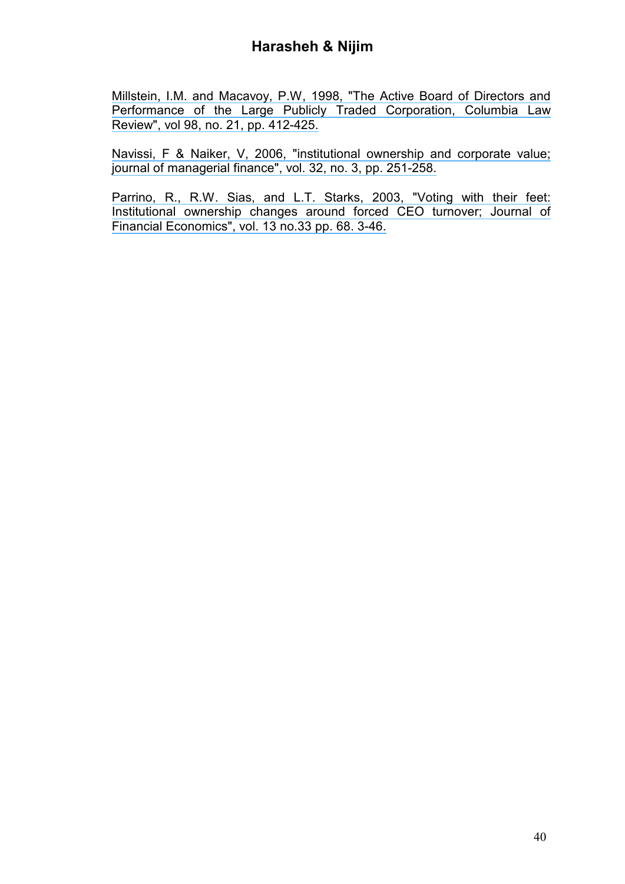Millstein, I.M. and Macavoy, P.W, 1998, "The Active Board of Directors and Performance of the Large Publicly Traded Corporation, Columbia Law Review", vol 98, no. 21, pp. 412-425.

Navissi, F & Naiker, V, 2006, "institutional ownership and corporate value; journal of managerial finance", vol. 32, no. 3, pp. 251-258.

Parrino, R., R.W. Sias, and L.T. Starks, 2003, "Voting with their feet: Institutional ownership changes around forced CEO turnover; Journal of Financial Economics", vol. 13 no.33 pp. 68. 3-46.